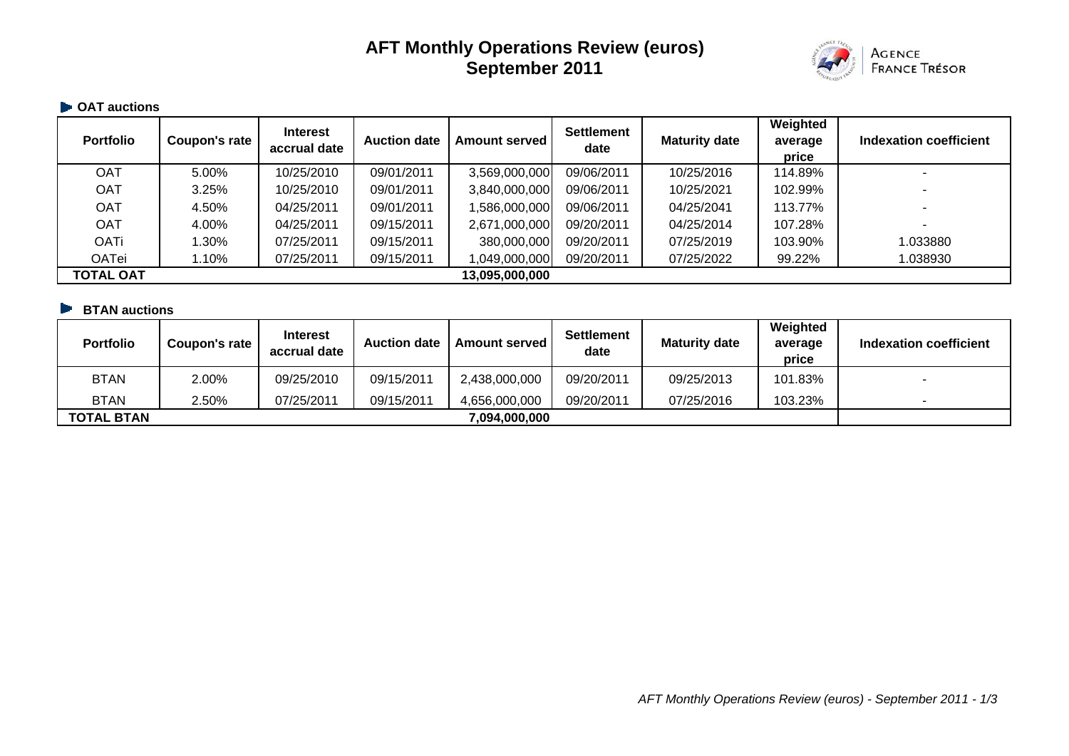# AFT Monthly Operations Review (euros)
# September 2011

AGENCE FRANCE TRÉSOR

## OAT auctions

| Portfolio | Coupon's rate | Interest accrual date | Auction date | Amount served | Settlement date | Maturity date | Weighted average price | Indexation coefficient |
|---|---|---|---|---|---|---|---|---|
| OAT | 5.00% | 10/25/2010 | 09/01/2011 | 3,569,000,000 | 09/06/2011 | 10/25/2016 | 114.89% | - |
| OAT | 3.25% | 10/25/2010 | 09/01/2011 | 3,840,000,000 | 09/06/2011 | 10/25/2021 | 102.99% | - |
| OAT | 4.50% | 04/25/2011 | 09/01/2011 | 1,586,000,000 | 09/06/2011 | 04/25/2041 | 113.77% | - |
| OAT | 4.00% | 04/25/2011 | 09/15/2011 | 2,671,000,000 | 09/20/2011 | 04/25/2014 | 107.28% | - |
| OATi | 1.30% | 07/25/2011 | 09/15/2011 | 380,000,000 | 09/20/2011 | 07/25/2019 | 103.90% | 1.033880 |
| OATei | 1.10% | 07/25/2011 | 09/15/2011 | 1,049,000,000 | 09/20/2011 | 07/25/2022 | 99.22% | 1.038930 |
| **TOTAL OAT** | | | | **13,095,000,000** | | | | |

## BTAN auctions

| Portfolio | Coupon's rate | Interest accrual date | Auction date | Amount served | Settlement date | Maturity date | Weighted average price | Indexation coefficient |
|---|---|---|---|---|---|---|---|---|
| BTAN | 2.00% | 09/25/2010 | 09/15/2011 | 2,438,000,000 | 09/20/2011 | 09/25/2013 | 101.83% | - |
| BTAN | 2.50% | 07/25/2011 | 09/15/2011 | 4,656,000,000 | 09/20/2011 | 07/25/2016 | 103.23% | - |
| **TOTAL BTAN** | | | | **7,094,000,000** | | | | |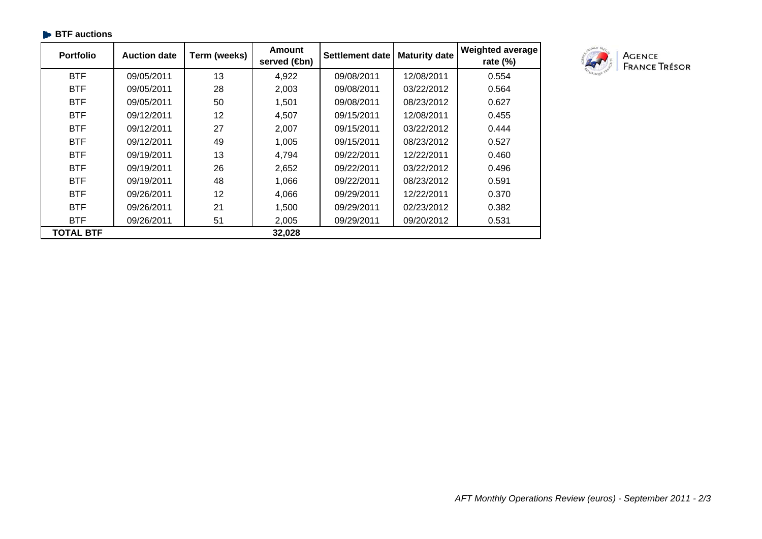## BTF auctions

| Portfolio | Auction date | Term (weeks) | Amount served (€bn) | Settlement date | Maturity date | Weighted average rate (%) |
|---|---|---|---|---|---|---|
| BTF | 09/05/2011 | 13 | 4,922 | 09/08/2011 | 12/08/2011 | 0.554 |
| BTF | 09/05/2011 | 28 | 2,003 | 09/08/2011 | 03/22/2012 | 0.564 |
| BTF | 09/05/2011 | 50 | 1,501 | 09/08/2011 | 08/23/2012 | 0.627 |
| BTF | 09/12/2011 | 12 | 4,507 | 09/15/2011 | 12/08/2011 | 0.455 |
| BTF | 09/12/2011 | 27 | 2,007 | 09/15/2011 | 03/22/2012 | 0.444 |
| BTF | 09/12/2011 | 49 | 1,005 | 09/15/2011 | 08/23/2012 | 0.527 |
| BTF | 09/19/2011 | 13 | 4,794 | 09/22/2011 | 12/22/2011 | 0.460 |
| BTF | 09/19/2011 | 26 | 2,652 | 09/22/2011 | 03/22/2012 | 0.496 |
| BTF | 09/19/2011 | 48 | 1,066 | 09/22/2011 | 08/23/2012 | 0.591 |
| BTF | 09/26/2011 | 12 | 4,066 | 09/29/2011 | 12/22/2011 | 0.370 |
| BTF | 09/26/2011 | 21 | 1,500 | 09/29/2011 | 02/23/2012 | 0.382 |
| BTF | 09/26/2011 | 51 | 2,005 | 09/29/2011 | 09/20/2012 | 0.531 |
| **TOTAL BTF** | | | **32,028** | | | |

AGENCE FRANCE TRÉSOR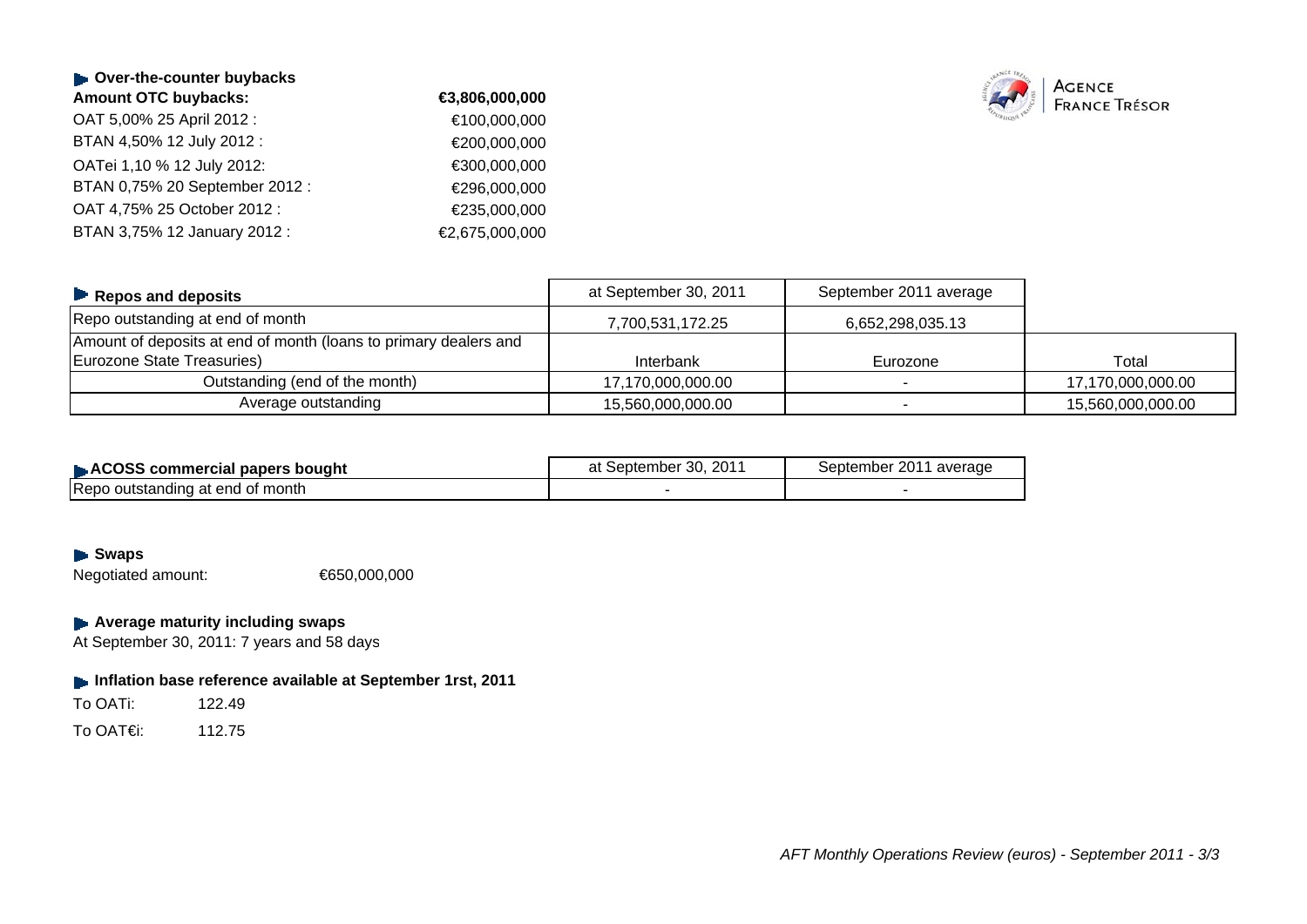## Over-the-counter buybacks

| | |
|---|---|
| **Amount OTC buybacks:** | **€3,806,000,000** |
| OAT 5,00% 25 April 2012 : | €100,000,000 |
| BTAN 4,50% 12 July 2012 : | €200,000,000 |
| OATei 1,10 % 12 July 2012: | €300,000,000 |
| BTAN 0,75% 20 September 2012 : | €296,000,000 |
| OAT 4,75% 25 October 2012 : | €235,000,000 |
| BTAN 3,75% 12 January 2012 : | €2,675,000,000 |

## Repos and deposits

| Repos and deposits | at September 30, 2011 | September 2011 average | |
|---|---|---|---|
| Repo outstanding at end of month | 7,700,531,172.25 | 6,652,298,035.13 | |
| Amount of deposits at end of month (loans to primary dealers and Eurozone State Treasuries) | Interbank | Eurozone | Total |
| Outstanding (end of the month) | 17,170,000,000.00 | - | 17,170,000,000.00 |
| Average outstanding | 15,560,000,000.00 | - | 15,560,000,000.00 |

## ACOSS commercial papers bought

| ACOSS commercial papers bought | at September 30, 2011 | September 2011 average |
|---|---|---|
| Repo outstanding at end of month | - | - |

## Swaps

Negotiated amount: €650,000,000

## Average maturity including swaps

At September 30, 2011: 7 years and 58 days

## Inflation base reference available at September 1rst, 2011

| | |
|---|---|
| To OATi: | 122.49 |
| To OAT€i: | 112.75 |